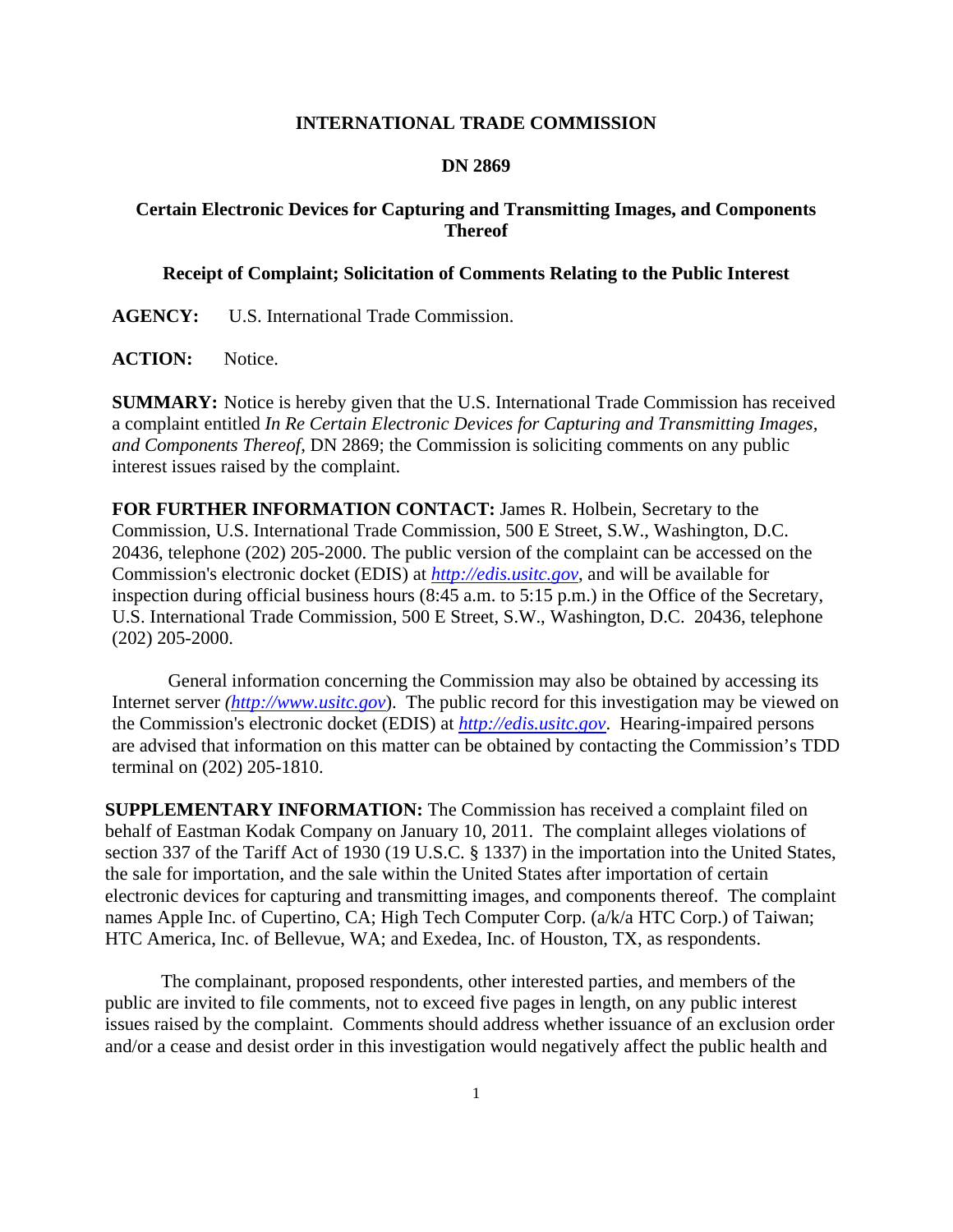**INTERNATIONAL TRADE COMMISSION**

**DN 2869**

**Certain Electronic Devices for Capturing and Transmitting Images, and Components Thereof**

**Receipt of Complaint; Solicitation of Comments Relating to the Public Interest**

**AGENCY:** U.S. International Trade Commission.

**ACTION:** Notice.

**SUMMARY:** Notice is hereby given that the U.S. International Trade Commission has received a complaint entitled *In Re Certain Electronic Devices for Capturing and Transmitting Images, and Components Thereof*, DN 2869; the Commission is soliciting comments on any public interest issues raised by the complaint.

**FOR FURTHER INFORMATION CONTACT:** James R. Holbein, Secretary to the Commission, U.S. International Trade Commission, 500 E Street, S.W., Washington, D.C. 20436, telephone (202) 205-2000. The public version of the complaint can be accessed on the Commission's electronic docket (EDIS) at *http://edis.usitc.gov*, and will be available for inspection during official business hours (8:45 a.m. to 5:15 p.m.) in the Office of the Secretary, U.S. International Trade Commission, 500 E Street, S.W., Washington, D.C. 20436, telephone (202) 205-2000.

General information concerning the Commission may also be obtained by accessing its Internet server *(http://www.usitc.gov)*. The public record for this investigation may be viewed on the Commission's electronic docket (EDIS) at *http://edis.usitc.gov*. Hearing-impaired persons are advised that information on this matter can be obtained by contacting the Commission's TDD terminal on (202) 205-1810.

**SUPPLEMENTARY INFORMATION:** The Commission has received a complaint filed on behalf of Eastman Kodak Company on January 10, 2011. The complaint alleges violations of section 337 of the Tariff Act of 1930 (19 U.S.C. § 1337) in the importation into the United States, the sale for importation, and the sale within the United States after importation of certain electronic devices for capturing and transmitting images, and components thereof. The complaint names Apple Inc. of Cupertino, CA; High Tech Computer Corp. (a/k/a HTC Corp.) of Taiwan; HTC America, Inc. of Bellevue, WA; and Exedea, Inc. of Houston, TX, as respondents.

The complainant, proposed respondents, other interested parties, and members of the public are invited to file comments, not to exceed five pages in length, on any public interest issues raised by the complaint. Comments should address whether issuance of an exclusion order and/or a cease and desist order in this investigation would negatively affect the public health and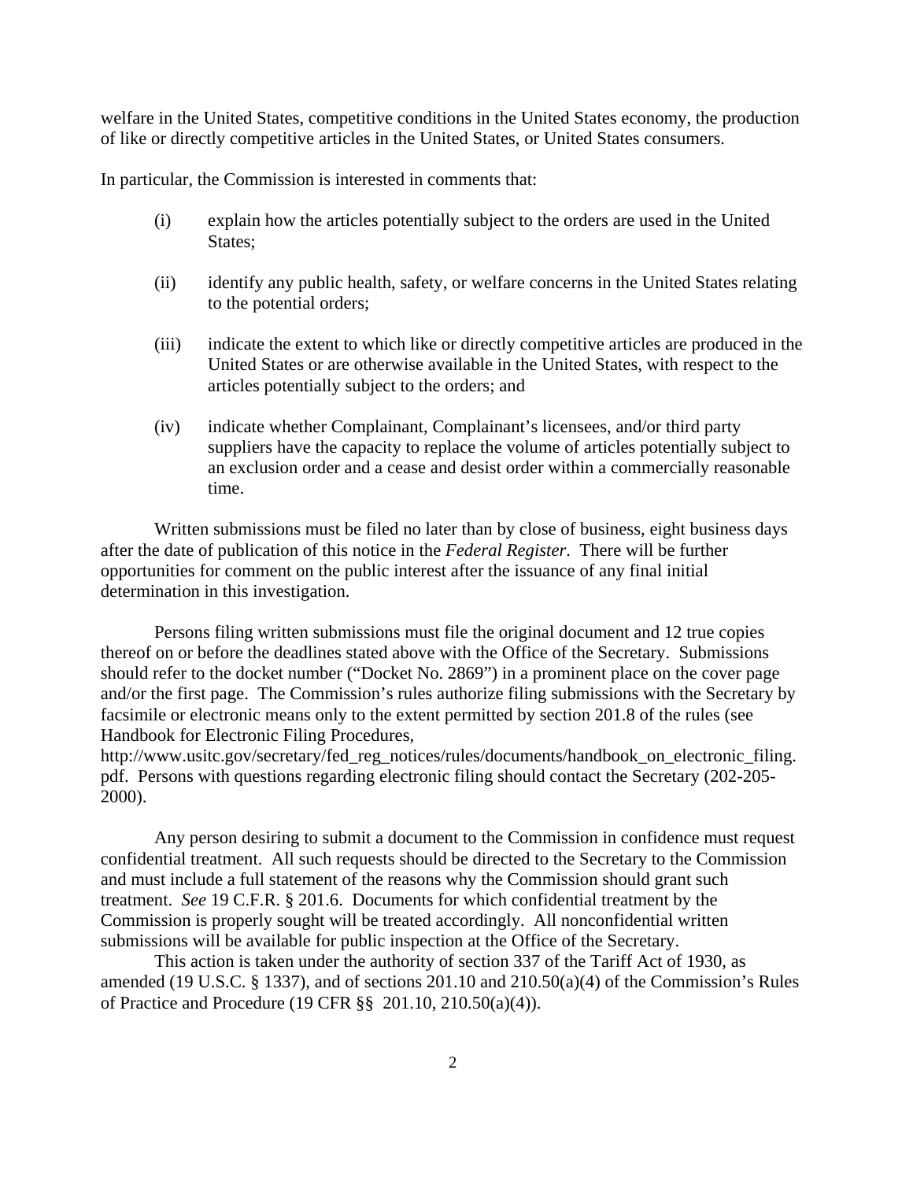welfare in the United States, competitive conditions in the United States economy, the production of like or directly competitive articles in the United States, or United States consumers.

In particular, the Commission is interested in comments that:

(i) explain how the articles potentially subject to the orders are used in the United States;

(ii) identify any public health, safety, or welfare concerns in the United States relating to the potential orders;

(iii) indicate the extent to which like or directly competitive articles are produced in the United States or are otherwise available in the United States, with respect to the articles potentially subject to the orders; and

(iv) indicate whether Complainant, Complainant's licensees, and/or third party suppliers have the capacity to replace the volume of articles potentially subject to an exclusion order and a cease and desist order within a commercially reasonable time.

Written submissions must be filed no later than by close of business, eight business days after the date of publication of this notice in the *Federal Register*. There will be further opportunities for comment on the public interest after the issuance of any final initial determination in this investigation.

Persons filing written submissions must file the original document and 12 true copies thereof on or before the deadlines stated above with the Office of the Secretary. Submissions should refer to the docket number ("Docket No. 2869") in a prominent place on the cover page and/or the first page. The Commission's rules authorize filing submissions with the Secretary by facsimile or electronic means only to the extent permitted by section 201.8 of the rules (see Handbook for Electronic Filing Procedures, http://www.usitc.gov/secretary/fed_reg_notices/rules/documents/handbook_on_electronic_filing.pdf. Persons with questions regarding electronic filing should contact the Secretary (202-205-2000).

Any person desiring to submit a document to the Commission in confidence must request confidential treatment. All such requests should be directed to the Secretary to the Commission and must include a full statement of the reasons why the Commission should grant such treatment. *See* 19 C.F.R. § 201.6. Documents for which confidential treatment by the Commission is properly sought will be treated accordingly. All nonconfidential written submissions will be available for public inspection at the Office of the Secretary.

This action is taken under the authority of section 337 of the Tariff Act of 1930, as amended (19 U.S.C. § 1337), and of sections 201.10 and 210.50(a)(4) of the Commission's Rules of Practice and Procedure (19 CFR §§ 201.10, 210.50(a)(4)).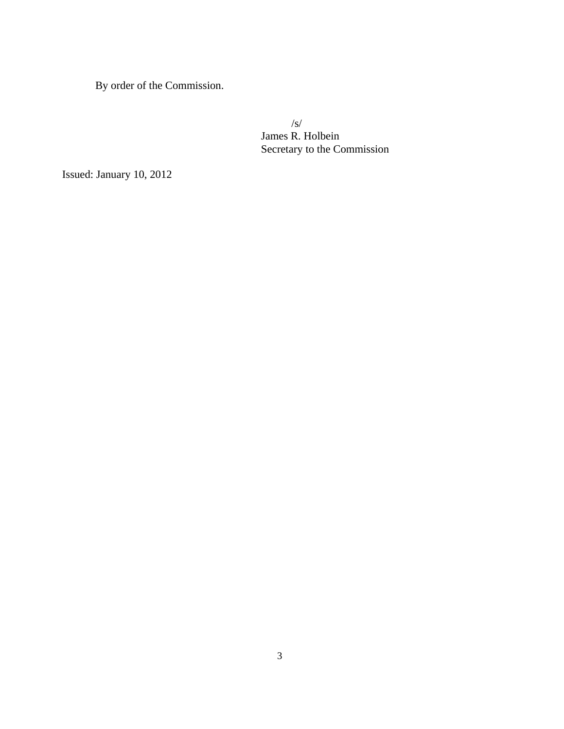By order of the Commission.

/s/
James R. Holbein
Secretary to the Commission

Issued: January 10, 2012